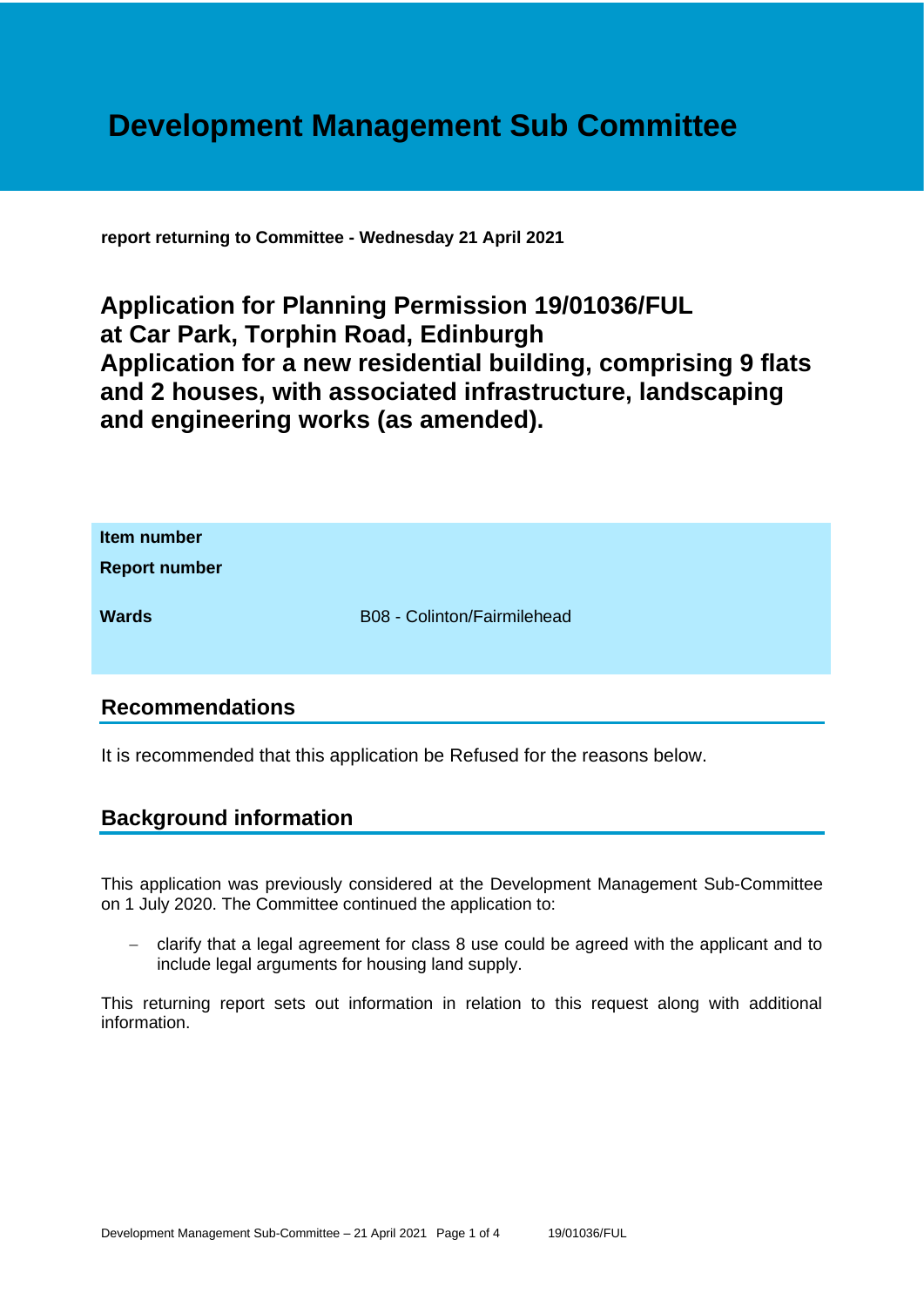# Development Management Sub Committee

**report returning to Committee - Wednesday 21 April 2021**

## Application for Planning Permission 19/01036/FUL at Car Park, Torphin Road, Edinburgh Application for a new residential building, comprising 9 flats and 2 houses, with associated infrastructure, landscaping and engineering works (as amended).

| | |
|---|---|
| **Item number** | |
| **Report number** | |
| **Wards** | B08 - Colinton/Fairmilehead |

## Recommendations

It is recommended that this application be Refused for the reasons below.

## Background information

This application was previously considered at the Development Management Sub-Committee on 1 July 2020. The Committee continued the application to:

- clarify that a legal agreement for class 8 use could be agreed with the applicant and to include legal arguments for housing land supply.

This returning report sets out information in relation to this request along with additional information.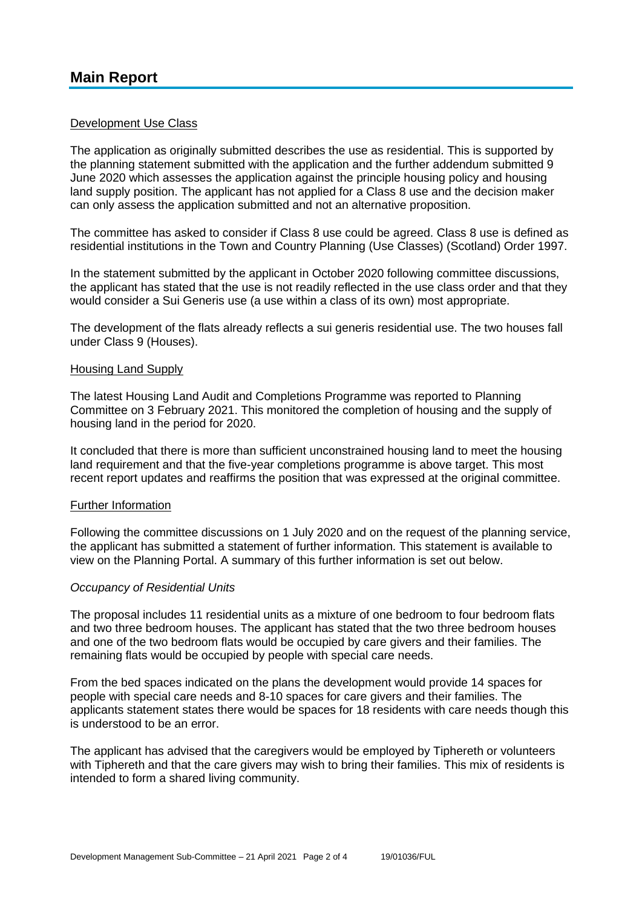# Main Report

Development Use Class

The application as originally submitted describes the use as residential. This is supported by the planning statement submitted with the application and the further addendum submitted 9 June 2020 which assesses the application against the principle housing policy and housing land supply position. The applicant has not applied for a Class 8 use and the decision maker can only assess the application submitted and not an alternative proposition.

The committee has asked to consider if Class 8 use could be agreed. Class 8 use is defined as residential institutions in the Town and Country Planning (Use Classes) (Scotland) Order 1997.

In the statement submitted by the applicant in October 2020 following committee discussions, the applicant has stated that the use is not readily reflected in the use class order and that they would consider a Sui Generis use (a use within a class of its own) most appropriate.

The development of the flats already reflects a sui generis residential use. The two houses fall under Class 9 (Houses).

Housing Land Supply

The latest Housing Land Audit and Completions Programme was reported to Planning Committee on 3 February 2021. This monitored the completion of housing and the supply of housing land in the period for 2020.

It concluded that there is more than sufficient unconstrained housing land to meet the housing land requirement and that the five-year completions programme is above target. This most recent report updates and reaffirms the position that was expressed at the original committee.

Further Information

Following the committee discussions on 1 July 2020 and on the request of the planning service, the applicant has submitted a statement of further information. This statement is available to view on the Planning Portal. A summary of this further information is set out below.

*Occupancy of Residential Units*

The proposal includes 11 residential units as a mixture of one bedroom to four bedroom flats and two three bedroom houses. The applicant has stated that the two three bedroom houses and one of the two bedroom flats would be occupied by care givers and their families. The remaining flats would be occupied by people with special care needs.

From the bed spaces indicated on the plans the development would provide 14 spaces for people with special care needs and 8-10 spaces for care givers and their families. The applicants statement states there would be spaces for 18 residents with care needs though this is understood to be an error.

The applicant has advised that the caregivers would be employed by Tiphereth or volunteers with Tiphereth and that the care givers may wish to bring their families. This mix of residents is intended to form a shared living community.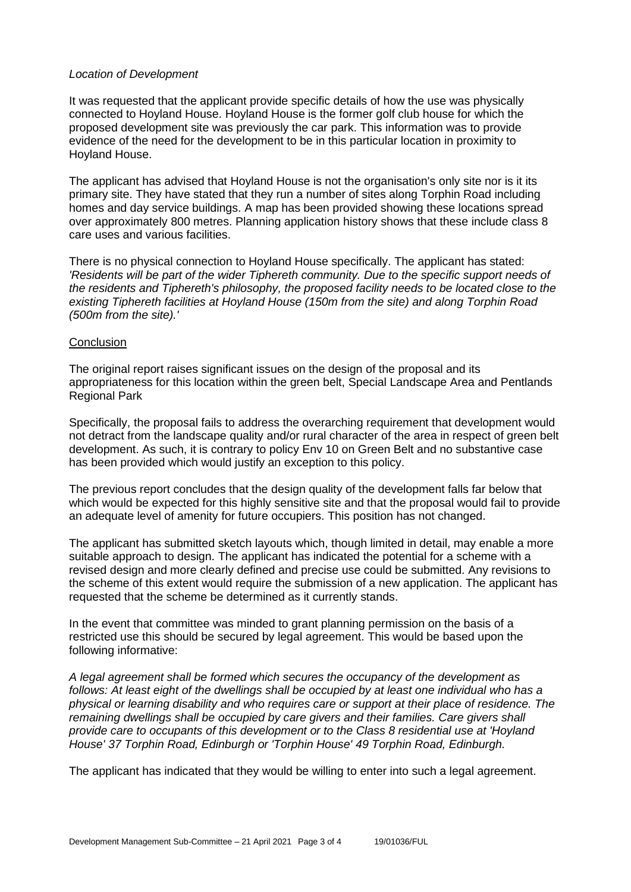*Location of Development*

It was requested that the applicant provide specific details of how the use was physically connected to Hoyland House. Hoyland House is the former golf club house for which the proposed development site was previously the car park. This information was to provide evidence of the need for the development to be in this particular location in proximity to Hoyland House.

The applicant has advised that Hoyland House is not the organisation's only site nor is it its primary site. They have stated that they run a number of sites along Torphin Road including homes and day service buildings. A map has been provided showing these locations spread over approximately 800 metres. Planning application history shows that these include class 8 care uses and various facilities.

There is no physical connection to Hoyland House specifically. The applicant has stated: *'Residents will be part of the wider Tiphereth community. Due to the specific support needs of the residents and Tiphereth's philosophy, the proposed facility needs to be located close to the existing Tiphereth facilities at Hoyland House (150m from the site) and along Torphin Road (500m from the site).'*

Conclusion

The original report raises significant issues on the design of the proposal and its appropriateness for this location within the green belt, Special Landscape Area and Pentlands Regional Park

Specifically, the proposal fails to address the overarching requirement that development would not detract from the landscape quality and/or rural character of the area in respect of green belt development. As such, it is contrary to policy Env 10 on Green Belt and no substantive case has been provided which would justify an exception to this policy.

The previous report concludes that the design quality of the development falls far below that which would be expected for this highly sensitive site and that the proposal would fail to provide an adequate level of amenity for future occupiers. This position has not changed.

The applicant has submitted sketch layouts which, though limited in detail, may enable a more suitable approach to design. The applicant has indicated the potential for a scheme with a revised design and more clearly defined and precise use could be submitted. Any revisions to the scheme of this extent would require the submission of a new application. The applicant has requested that the scheme be determined as it currently stands.

In the event that committee was minded to grant planning permission on the basis of a restricted use this should be secured by legal agreement. This would be based upon the following informative:

*A legal agreement shall be formed which secures the occupancy of the development as follows: At least eight of the dwellings shall be occupied by at least one individual who has a physical or learning disability and who requires care or support at their place of residence. The remaining dwellings shall be occupied by care givers and their families. Care givers shall provide care to occupants of this development or to the Class 8 residential use at 'Hoyland House' 37 Torphin Road, Edinburgh or 'Torphin House' 49 Torphin Road, Edinburgh.*

The applicant has indicated that they would be willing to enter into such a legal agreement.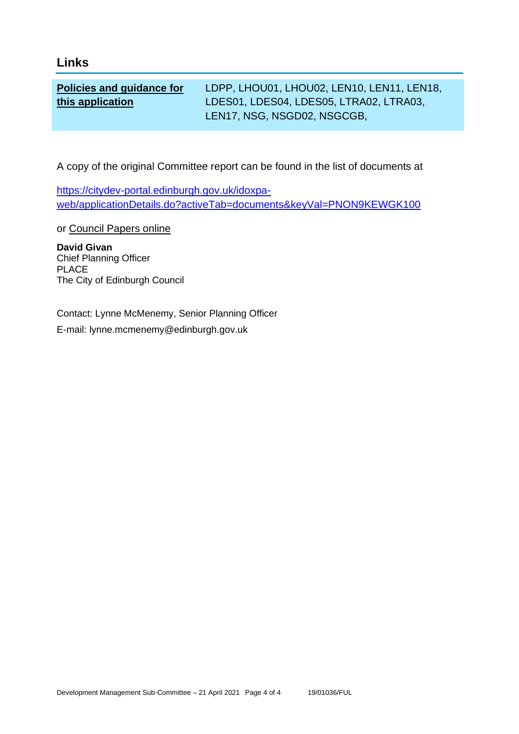## Links

| | |
|---|---|
| **Policies and guidance for this application** | LDPP, LHOU01, LHOU02, LEN10, LEN11, LEN18, LDES01, LDES04, LDES05, LTRA02, LTRA03, LEN17, NSG, NSGD02, NSGCGB, |

A copy of the original Committee report can be found in the list of documents at

https://citydev-portal.edinburgh.gov.uk/idoxpa-web/applicationDetails.do?activeTab=documents&keyVal=PNON9KEWGK100

or Council Papers online

**David Givan**
Chief Planning Officer
PLACE
The City of Edinburgh Council

Contact: Lynne McMenemy, Senior Planning Officer

E-mail: lynne.mcmenemy@edinburgh.gov.uk